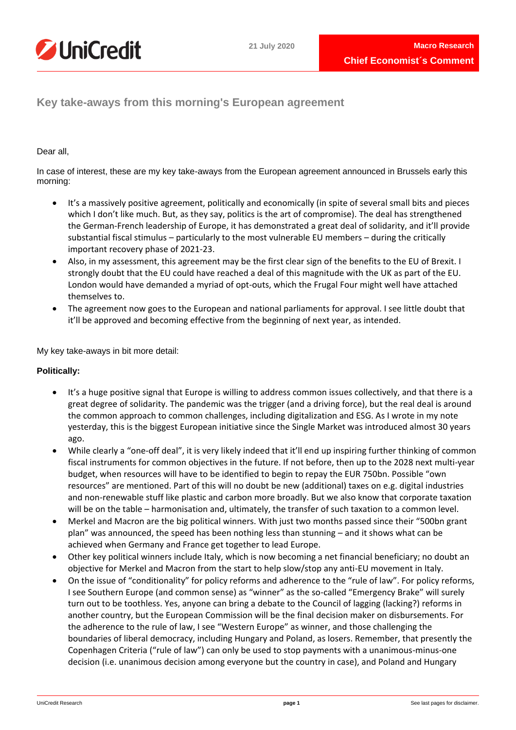21 July 2020

Macro Research

Chief Economist´s Comment

# Key take-aways from this morning's European agreement

Dear all,

In case of interest, these are my key take-aways from the European agreement announced in Brussels early this morning:

- It's a massively positive agreement, politically and economically (in spite of several small bits and pieces which I don't like much. But, as they say, politics is the art of compromise). The deal has strengthened the German-French leadership of Europe, it has demonstrated a great deal of solidarity, and it'll provide substantial fiscal stimulus – particularly to the most vulnerable EU members – during the critically important recovery phase of 2021-23.
- Also, in my assessment, this agreement may be the first clear sign of the benefits to the EU of Brexit. I strongly doubt that the EU could have reached a deal of this magnitude with the UK as part of the EU. London would have demanded a myriad of opt-outs, which the Frugal Four might well have attached themselves to.
- The agreement now goes to the European and national parliaments for approval. I see little doubt that it'll be approved and becoming effective from the beginning of next year, as intended.

My key take-aways in bit more detail:

**Politically:**

- It's a huge positive signal that Europe is willing to address common issues collectively, and that there is a great degree of solidarity. The pandemic was the trigger (and a driving force), but the real deal is around the common approach to common challenges, including digitalization and ESG. As I wrote in my note yesterday, this is the biggest European initiative since the Single Market was introduced almost 30 years ago.
- While clearly a "one-off deal", it is very likely indeed that it'll end up inspiring further thinking of common fiscal instruments for common objectives in the future. If not before, then up to the 2028 next multi-year budget, when resources will have to be identified to begin to repay the EUR 750bn. Possible "own resources" are mentioned. Part of this will no doubt be new (additional) taxes on e.g. digital industries and non-renewable stuff like plastic and carbon more broadly. But we also know that corporate taxation will be on the table – harmonisation and, ultimately, the transfer of such taxation to a common level.
- Merkel and Macron are the big political winners. With just two months passed since their "500bn grant plan" was announced, the speed has been nothing less than stunning – and it shows what can be achieved when Germany and France get together to lead Europe.
- Other key political winners include Italy, which is now becoming a net financial beneficiary; no doubt an objective for Merkel and Macron from the start to help slow/stop any anti-EU movement in Italy.
- On the issue of "conditionality" for policy reforms and adherence to the "rule of law". For policy reforms, I see Southern Europe (and common sense) as "winner" as the so-called "Emergency Brake" will surely turn out to be toothless. Yes, anyone can bring a debate to the Council of lagging (lacking?) reforms in another country, but the European Commission will be the final decision maker on disbursements. For the adherence to the rule of law, I see "Western Europe" as winner, and those challenging the boundaries of liberal democracy, including Hungary and Poland, as losers. Remember, that presently the Copenhagen Criteria ("rule of law") can only be used to stop payments with a unanimous-minus-one decision (i.e. unanimous decision among everyone but the country in case), and Poland and Hungary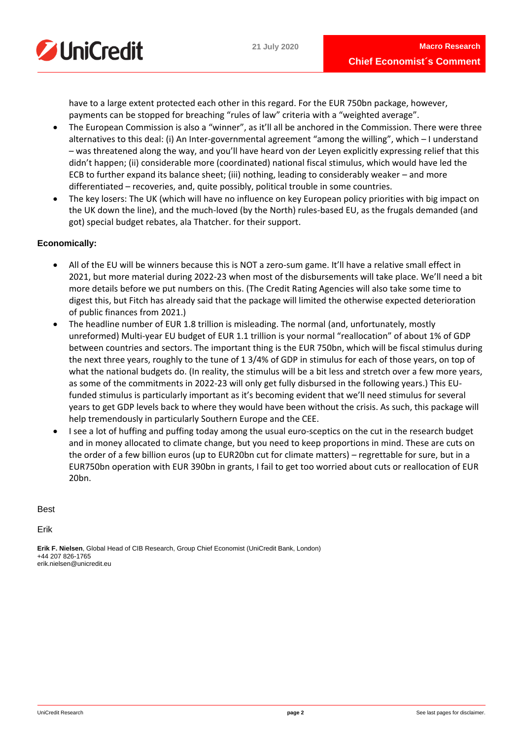have to a large extent protected each other in this regard. For the EUR 750bn package, however, payments can be stopped for breaching "rules of law" criteria with a "weighted average".

- The European Commission is also a "winner", as it'll all be anchored in the Commission. There were three alternatives to this deal: (i) An Inter-governmental agreement "among the willing", which – I understand – was threatened along the way, and you'll have heard von der Leyen explicitly expressing relief that this didn't happen; (ii) considerable more (coordinated) national fiscal stimulus, which would have led the ECB to further expand its balance sheet; (iii) nothing, leading to considerably weaker – and more differentiated – recoveries, and, quite possibly, political trouble in some countries.
- The key losers: The UK (which will have no influence on key European policy priorities with big impact on the UK down the line), and the much-loved (by the North) rules-based EU, as the frugals demanded (and got) special budget rebates, ala Thatcher. for their support.

**Economically:**

- All of the EU will be winners because this is NOT a zero-sum game. It'll have a relative small effect in 2021, but more material during 2022-23 when most of the disbursements will take place. We'll need a bit more details before we put numbers on this. (The Credit Rating Agencies will also take some time to digest this, but Fitch has already said that the package will limited the otherwise expected deterioration of public finances from 2021.)
- The headline number of EUR 1.8 trillion is misleading. The normal (and, unfortunately, mostly unreformed) Multi-year EU budget of EUR 1.1 trillion is your normal "reallocation" of about 1% of GDP between countries and sectors. The important thing is the EUR 750bn, which will be fiscal stimulus during the next three years, roughly to the tune of 1 3/4% of GDP in stimulus for each of those years, on top of what the national budgets do. (In reality, the stimulus will be a bit less and stretch over a few more years, as some of the commitments in 2022-23 will only get fully disbursed in the following years.) This EU-funded stimulus is particularly important as it's becoming evident that we'll need stimulus for several years to get GDP levels back to where they would have been without the crisis. As such, this package will help tremendously in particularly Southern Europe and the CEE.
- I see a lot of huffing and puffing today among the usual euro-sceptics on the cut in the research budget and in money allocated to climate change, but you need to keep proportions in mind. These are cuts on the order of a few billion euros (up to EUR20bn cut for climate matters) – regrettable for sure, but in a EUR750bn operation with EUR 390bn in grants, I fail to get too worried about cuts or reallocation of EUR 20bn.

Best

Erik

**Erik F. Nielsen**, Global Head of CIB Research, Group Chief Economist (UniCredit Bank, London)
+44 207 826-1765
erik.nielsen@unicredit.eu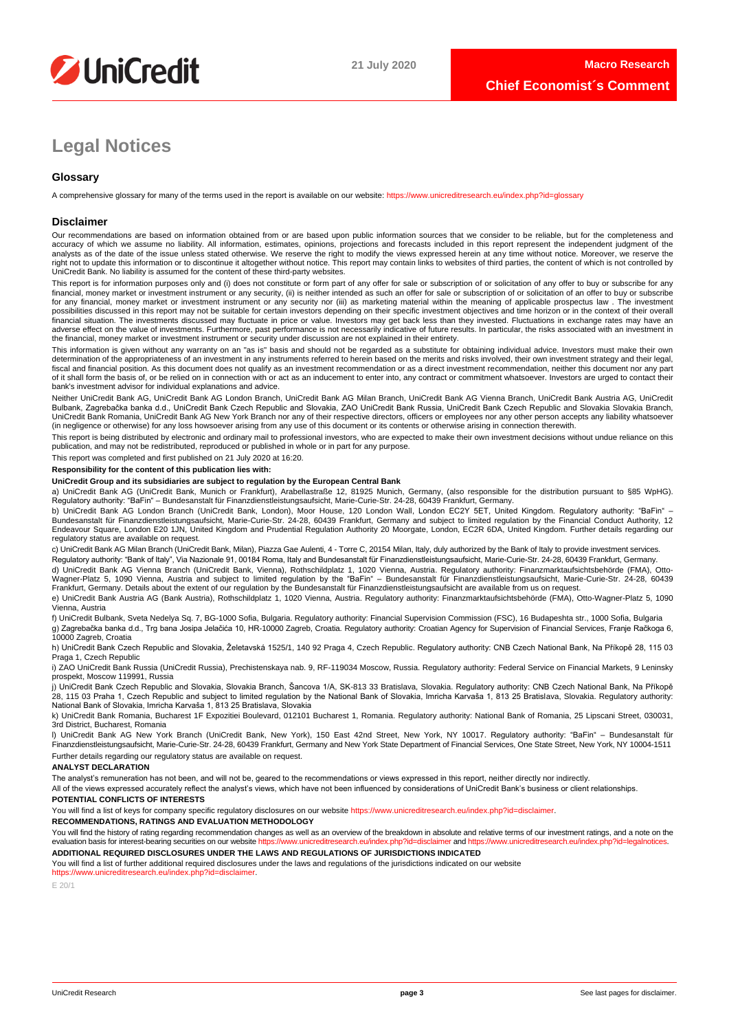# Legal Notices

## Glossary

A comprehensive glossary for many of the terms used in the report is available on our website: https://www.unicreditresearch.eu/index.php?id=glossary

## Disclaimer

Our recommendations are based on information obtained from or are based upon public information sources that we consider to be reliable, but for the completeness and accuracy of which we assume no liability. All information, estimates, opinions, projections and forecasts included in this report represent the independent judgment of the analysts as of the date of the issue unless stated otherwise. We reserve the right to modify the views expressed herein at any time without notice. Moreover, we reserve the right not to update this information or to discontinue it altogether without notice. This report may contain links to websites of third parties, the content of which is not controlled by UniCredit Bank. No liability is assumed for the content of these third-party websites.

This report is for information purposes only and (i) does not constitute or form part of any offer for sale or subscription of or solicitation of any offer to buy or subscribe for any financial, money market or investment instrument or any security, (ii) is neither intended as such an offer for sale or subscription of or solicitation of an offer to buy or subscribe for any financial, money market or investment instrument or any security nor (iii) as marketing material within the meaning of applicable prospectus law . The investment possibilities discussed in this report may not be suitable for certain investors depending on their specific investment objectives and time horizon or in the context of their overall financial situation. The investments discussed may fluctuate in price or value. Investors may get back less than they invested. Fluctuations in exchange rates may have an adverse effect on the value of investments. Furthermore, past performance is not necessarily indicative of future results. In particular, the risks associated with an investment in the financial, money market or investment instrument or security under discussion are not explained in their entirety.

This information is given without any warranty on an "as is" basis and should not be regarded as a substitute for obtaining individual advice. Investors must make their own determination of the appropriateness of an investment in any instruments referred to herein based on the merits and risks involved, their own investment strategy and their legal, fiscal and financial position. As this document does not qualify as an investment recommendation or as a direct investment recommendation, neither this document nor any part of it shall form the basis of, or be relied on in connection with or act as an inducement to enter into, any contract or commitment whatsoever. Investors are urged to contact their bank's investment advisor for individual explanations and advice.

Neither UniCredit Bank AG, UniCredit Bank AG London Branch, UniCredit Bank AG Milan Branch, UniCredit Bank AG Vienna Branch, UniCredit Bank Austria AG, UniCredit Bulbank, Zagrebačka banka d.d., UniCredit Bank Czech Republic and Slovakia, ZAO UniCredit Bank Russia, UniCredit Bank Czech Republic and Slovakia Slovakia Branch, UniCredit Bank Romania, UniCredit Bank AG New York Branch nor any of their respective directors, officers or employees nor any other person accepts any liability whatsoever (in negligence or otherwise) for any loss howsoever arising from any use of this document or its contents or otherwise arising in connection therewith.

This report is being distributed by electronic and ordinary mail to professional investors, who are expected to make their own investment decisions without undue reliance on this publication, and may not be redistributed, reproduced or published in whole or in part for any purpose.

This report was completed and first published on 21 July 2020 at 16:20.

**Responsibility for the content of this publication lies with:**

**UniCredit Group and its subsidiaries are subject to regulation by the European Central Bank**

a) UniCredit Bank AG (UniCredit Bank, Munich or Frankfurt), Arabellastraße 12, 81925 Munich, Germany, (also responsible for the distribution pursuant to §85 WpHG). Regulatory authority: "BaFin" – Bundesanstalt für Finanzdienstleistungsaufsicht, Marie-Curie-Str. 24-28, 60439 Frankfurt, Germany.

b) UniCredit Bank AG London Branch (UniCredit Bank, London), Moor House, 120 London Wall, London EC2Y 5ET, United Kingdom. Regulatory authority: "BaFin" – Bundesanstalt für Finanzdienstleistungsaufsicht, Marie-Curie-Str. 24-28, 60439 Frankfurt, Germany and subject to limited regulation by the Financial Conduct Authority, 12 Endeavour Square, London E20 1JN, United Kingdom and Prudential Regulation Authority 20 Moorgate, London, EC2R 6DA, United Kingdom. Further details regarding our regulatory status are available on request.

c) UniCredit Bank AG Milan Branch (UniCredit Bank, Milan), Piazza Gae Aulenti, 4 - Torre C, 20154 Milan, Italy, duly authorized by the Bank of Italy to provide investment services. Regulatory authority: "Bank of Italy", Via Nazionale 91, 00184 Roma, Italy and Bundesanstalt für Finanzdienstleistungsaufsicht, Marie-Curie-Str. 24-28, 60439 Frankfurt, Germany.

d) UniCredit Bank AG Vienna Branch (UniCredit Bank, Vienna), Rothschildplatz 1, 1020 Vienna, Austria. Regulatory authority: Finanzmarktaufsichtsbehörde (FMA), Otto-Wagner-Platz 5, 1090 Vienna, Austria and subject to limited regulation by the "BaFin" – Bundesanstalt für Finanzdienstleistungsaufsicht, Marie-Curie-Str. 24-28, 60439 Frankfurt, Germany. Details about the extent of our regulation by the Bundesanstalt für Finanzdienstleistungsaufsicht are available from us on request.

e) UniCredit Bank Austria AG (Bank Austria), Rothschildplatz 1, 1020 Vienna, Austria. Regulatory authority: Finanzmarktaufsichtsbehörde (FMA), Otto-Wagner-Platz 5, 1090 Vienna, Austria

f) UniCredit Bulbank, Sveta Nedelya Sq. 7, BG-1000 Sofia, Bulgaria. Regulatory authority: Financial Supervision Commission (FSC), 16 Budapeshta str., 1000 Sofia, Bulgaria

g) Zagrebačka banka d.d., Trg bana Josipa Jelačića 10, HR-10000 Zagreb, Croatia. Regulatory authority: Croatian Agency for Supervision of Financial Services, Franje Račkoga 6, 10000 Zagreb, Croatia

h) UniCredit Bank Czech Republic and Slovakia, Želetavská 1525/1, 140 92 Praga 4, Czech Republic. Regulatory authority: CNB Czech National Bank, Na Příkopě 28, 115 03 Praga 1, Czech Republic

i) ZAO UniCredit Bank Russia (UniCredit Russia), Prechistenskaya nab. 9, RF-119034 Moscow, Russia. Regulatory authority: Federal Service on Financial Markets, 9 Leninsky prospekt, Moscow 119991, Russia

j) UniCredit Bank Czech Republic and Slovakia, Slovakia Branch, Šancova 1/A, SK-813 33 Bratislava, Slovakia. Regulatory authority: CNB Czech National Bank, Na Příkopě 28, 115 03 Praha 1, Czech Republic and subject to limited regulation by the National Bank of Slovakia, Imricha Karvaša 1, 813 25 Bratislava, Slovakia. Regulatory authority: National Bank of Slovakia, Imricha Karvaša 1, 813 25 Bratislava, Slovakia

k) UniCredit Bank Romania, Bucharest 1F Expozitiei Boulevard, 012101 Bucharest 1, Romania. Regulatory authority: National Bank of Romania, 25 Lipscani Street, 030031, 3rd District, Bucharest, Romania

l) UniCredit Bank AG New York Branch (UniCredit Bank, New York), 150 East 42nd Street, New York, NY 10017. Regulatory authority: "BaFin" – Bundesanstalt für Finanzdienstleistungsaufsicht, Marie-Curie-Str. 24-28, 60439 Frankfurt, Germany and New York State Department of Financial Services, One State Street, New York, NY 10004-1511

Further details regarding our regulatory status are available on request.

**ANALYST DECLARATION**

The analyst's remuneration has not been, and will not be, geared to the recommendations or views expressed in this report, neither directly nor indirectly.

All of the views expressed accurately reflect the analyst's views, which have not been influenced by considerations of UniCredit Bank's business or client relationships.

**POTENTIAL CONFLICTS OF INTERESTS**

You will find a list of keys for company specific regulatory disclosures on our website https://www.unicreditresearch.eu/index.php?id=disclaimer.

**RECOMMENDATIONS, RATINGS AND EVALUATION METHODOLOGY**

You will find the history of rating regarding recommendation changes as well as an overview of the breakdown in absolute and relative terms of our investment ratings, and a note on the evaluation basis for interest-bearing securities on our website https://www.unicreditresearch.eu/index.php?id=disclaimer and https://www.unicreditresearch.eu/index.php?id=legalnotices.

**ADDITIONAL REQUIRED DISCLOSURES UNDER THE LAWS AND REGULATIONS OF JURISDICTIONS INDICATED**

You will find a list of further additional required disclosures under the laws and regulations of the jurisdictions indicated on our website https://www.unicreditresearch.eu/index.php?id=disclaimer.

E 20/1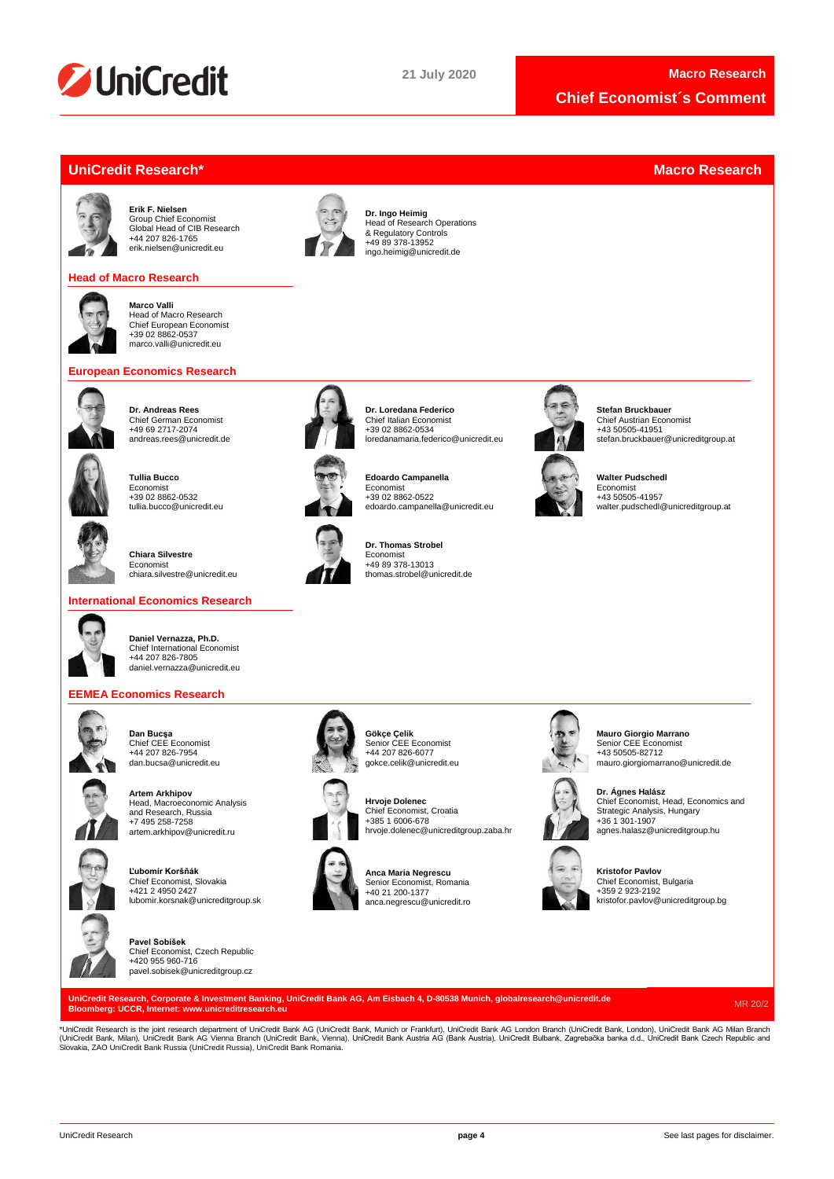## UniCredit Research*

**Macro Research**

**Erik F. Nielsen**
Group Chief Economist
Global Head of CIB Research
+44 207 826-1765
erik.nielsen@unicredit.eu

**Dr. Ingo Heimig**
Head of Research Operations
& Regulatory Controls
+49 89 378-13952
ingo.heimig@unicredit.de

### Head of Macro Research

**Marco Valli**
Head of Macro Research
Chief European Economist
+39 02 8862-0537
marco.valli@unicredit.eu

### European Economics Research

**Dr. Andreas Rees**
Chief German Economist
+49 69 2717-2074
andreas.rees@unicredit.de

**Dr. Loredana Federico**
Chief Italian Economist
+39 02 8862-0534
loredanamaria.federico@unicredit.eu

**Stefan Bruckbauer**
Chief Austrian Economist
+43 50505-41951
stefan.bruckbauer@unicreditgroup.at

**Tullia Bucco**
Economist
+39 02 8862-0532
tullia.bucco@unicredit.eu

**Edoardo Campanella**
Economist
+39 02 8862-0522
edoardo.campanella@unicredit.eu

**Walter Pudschedl**
Economist
+43 50505-41957
walter.pudschedl@unicreditgroup.at

**Chiara Silvestre**
Economist
chiara.silvestre@unicredit.eu

**Dr. Thomas Strobel**
Economist
+49 89 378-13013
thomas.strobel@unicredit.de

### International Economics Research

**Daniel Vernazza, Ph.D.**
Chief International Economist
+44 207 826-7805
daniel.vernazza@unicredit.eu

### EEMEA Economics Research

**Dan Bucşa**
Chief CEE Economist
+44 207 826-7954
dan.bucsa@unicredit.eu

**Gökçe Çelik**
Senior CEE Economist
+44 207 826-6077
gokce.celik@unicredit.eu

**Mauro Giorgio Marrano**
Senior CEE Economist
+43 50505-82712
mauro.giorgiomarrano@unicredit.de

**Artem Arkhipov**
Head, Macroeconomic Analysis
and Research, Russia
+7 495 258-7258
artem.arkhipov@unicredit.ru

**Hrvoje Dolenec**
Chief Economist, Croatia
+385 1 6006-678
hrvoje.dolenec@unicreditgroup.zaba.hr

**Dr. Ágnes Halász**
Chief Economist, Head, Economics and Strategic Analysis, Hungary
+36 1 301-1907
agnes.halasz@unicreditgroup.hu

**Ľubomír Koršňák**
Chief Economist, Slovakia
+421 2 4950 2427
lubomir.korsnak@unicreditgroup.sk

**Anca Maria Negrescu**
Senior Economist, Romania
+40 21 200-1377
anca.negrescu@unicredit.ro

**Kristofor Pavlov**
Chief Economist, Bulgaria
+359 2 923-2192
kristofor.pavlov@unicreditgroup.bg

**Pavel Sobíšek**
Chief Economist, Czech Republic
+420 955 960-716
pavel.sobisek@unicreditgroup.cz

**UniCredit Research, Corporate & Investment Banking, UniCredit Bank AG, Am Eisbach 4, D-80538 Munich, globalresearch@unicredit.de**
**Bloomberg: UCCR, Internet: www.unicreditresearch.eu**

MR 20/2

*UniCredit Research is the joint research department of UniCredit Bank AG (UniCredit Bank, Munich or Frankfurt), UniCredit Bank AG London Branch (UniCredit Bank, London), UniCredit Bank AG Milan Branch (UniCredit Bank, Milan), UniCredit Bank AG Vienna Branch (UniCredit Bank, Vienna), UniCredit Bank Austria AG (Bank Austria), UniCredit Bulbank, Zagrebačka banka d.d., UniCredit Bank Czech Republic and Slovakia, ZAO UniCredit Bank Russia (UniCredit Russia), UniCredit Bank Romania.